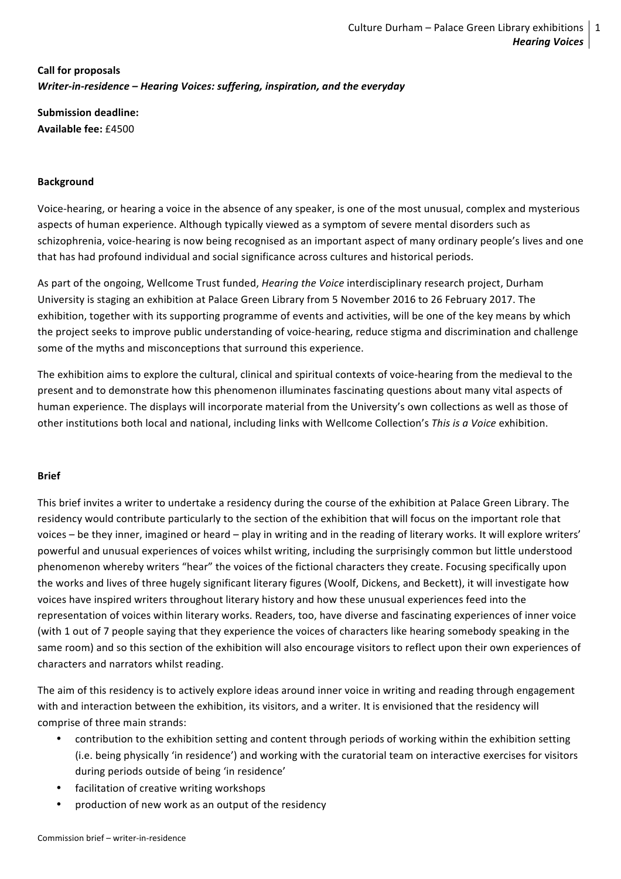**Call for proposals**
***Writer-in-residence – Hearing Voices: suffering, inspiration, and the everyday***

**Submission deadline:**
**Available fee:** £4500

**Background**

Voice-hearing, or hearing a voice in the absence of any speaker, is one of the most unusual, complex and mysterious aspects of human experience. Although typically viewed as a symptom of severe mental disorders such as schizophrenia, voice-hearing is now being recognised as an important aspect of many ordinary people's lives and one that has had profound individual and social significance across cultures and historical periods.

As part of the ongoing, Wellcome Trust funded, *Hearing the Voice* interdisciplinary research project, Durham University is staging an exhibition at Palace Green Library from 5 November 2016 to 26 February 2017. The exhibition, together with its supporting programme of events and activities, will be one of the key means by which the project seeks to improve public understanding of voice-hearing, reduce stigma and discrimination and challenge some of the myths and misconceptions that surround this experience.

The exhibition aims to explore the cultural, clinical and spiritual contexts of voice-hearing from the medieval to the present and to demonstrate how this phenomenon illuminates fascinating questions about many vital aspects of human experience. The displays will incorporate material from the University's own collections as well as those of other institutions both local and national, including links with Wellcome Collection's *This is a Voice* exhibition.

**Brief**

This brief invites a writer to undertake a residency during the course of the exhibition at Palace Green Library. The residency would contribute particularly to the section of the exhibition that will focus on the important role that voices – be they inner, imagined or heard – play in writing and in the reading of literary works. It will explore writers' powerful and unusual experiences of voices whilst writing, including the surprisingly common but little understood phenomenon whereby writers "hear" the voices of the fictional characters they create. Focusing specifically upon the works and lives of three hugely significant literary figures (Woolf, Dickens, and Beckett), it will investigate how voices have inspired writers throughout literary history and how these unusual experiences feed into the representation of voices within literary works. Readers, too, have diverse and fascinating experiences of inner voice (with 1 out of 7 people saying that they experience the voices of characters like hearing somebody speaking in the same room) and so this section of the exhibition will also encourage visitors to reflect upon their own experiences of characters and narrators whilst reading.

The aim of this residency is to actively explore ideas around inner voice in writing and reading through engagement with and interaction between the exhibition, its visitors, and a writer. It is envisioned that the residency will comprise of three main strands:

- contribution to the exhibition setting and content through periods of working within the exhibition setting (i.e. being physically 'in residence') and working with the curatorial team on interactive exercises for visitors during periods outside of being 'in residence'
- facilitation of creative writing workshops
- production of new work as an output of the residency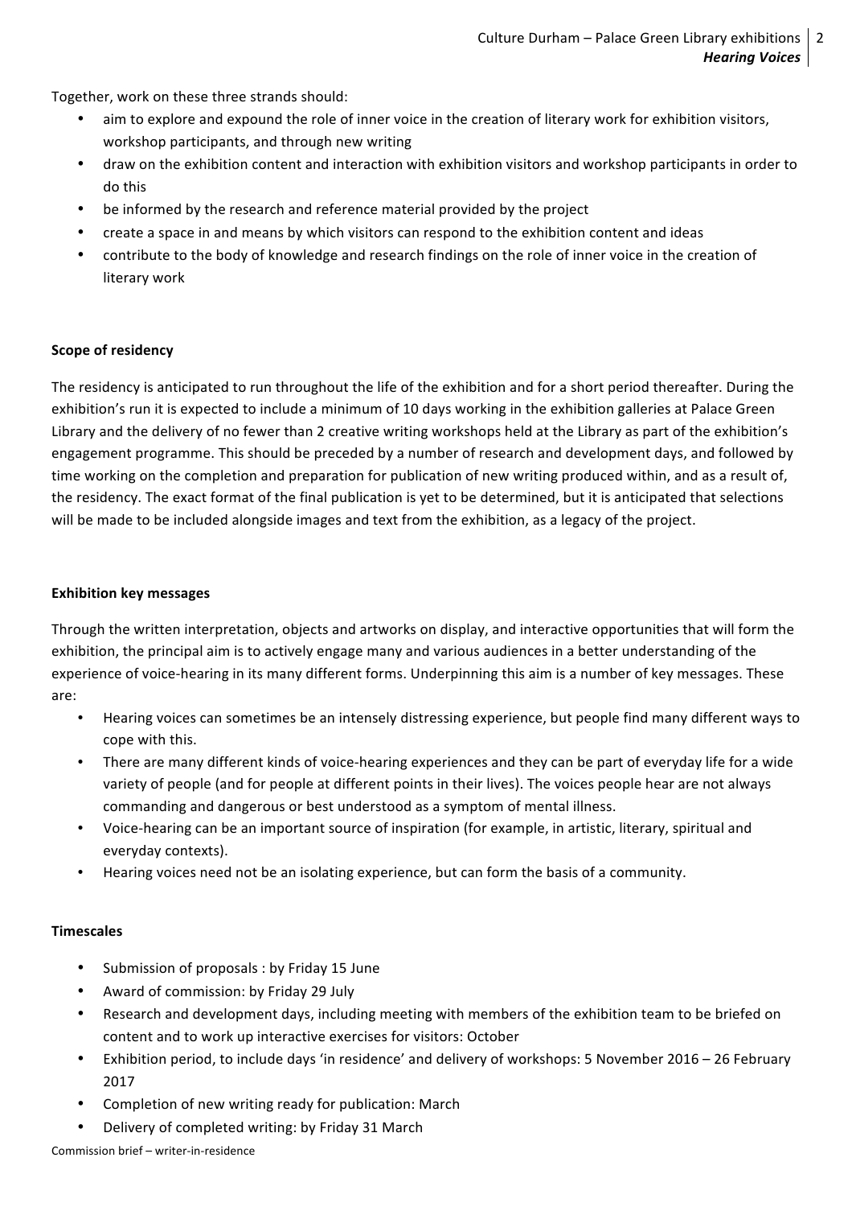Together, work on these three strands should:

- aim to explore and expound the role of inner voice in the creation of literary work for exhibition visitors, workshop participants, and through new writing
- draw on the exhibition content and interaction with exhibition visitors and workshop participants in order to do this
- be informed by the research and reference material provided by the project
- create a space in and means by which visitors can respond to the exhibition content and ideas
- contribute to the body of knowledge and research findings on the role of inner voice in the creation of literary work

**Scope of residency**

The residency is anticipated to run throughout the life of the exhibition and for a short period thereafter. During the exhibition's run it is expected to include a minimum of 10 days working in the exhibition galleries at Palace Green Library and the delivery of no fewer than 2 creative writing workshops held at the Library as part of the exhibition's engagement programme. This should be preceded by a number of research and development days, and followed by time working on the completion and preparation for publication of new writing produced within, and as a result of, the residency. The exact format of the final publication is yet to be determined, but it is anticipated that selections will be made to be included alongside images and text from the exhibition, as a legacy of the project.

**Exhibition key messages**

Through the written interpretation, objects and artworks on display, and interactive opportunities that will form the exhibition, the principal aim is to actively engage many and various audiences in a better understanding of the experience of voice-hearing in its many different forms. Underpinning this aim is a number of key messages. These are:

- Hearing voices can sometimes be an intensely distressing experience, but people find many different ways to cope with this.
- There are many different kinds of voice-hearing experiences and they can be part of everyday life for a wide variety of people (and for people at different points in their lives). The voices people hear are not always commanding and dangerous or best understood as a symptom of mental illness.
- Voice-hearing can be an important source of inspiration (for example, in artistic, literary, spiritual and everyday contexts).
- Hearing voices need not be an isolating experience, but can form the basis of a community.

**Timescales**

- Submission of proposals : by Friday 15 June
- Award of commission: by Friday 29 July
- Research and development days, including meeting with members of the exhibition team to be briefed on content and to work up interactive exercises for visitors: October
- Exhibition period, to include days 'in residence' and delivery of workshops: 5 November 2016 – 26 February 2017
- Completion of new writing ready for publication: March
- Delivery of completed writing: by Friday 31 March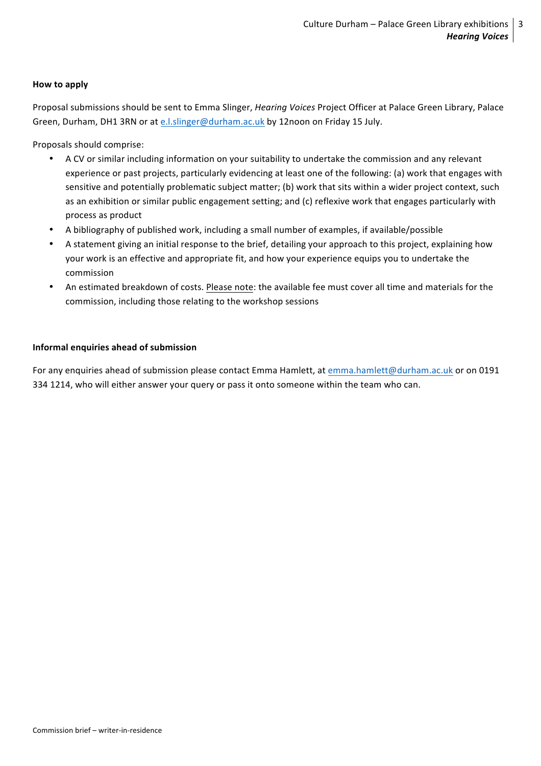**How to apply**

Proposal submissions should be sent to Emma Slinger, *Hearing Voices* Project Officer at Palace Green Library, Palace Green, Durham, DH1 3RN or at e.l.slinger@durham.ac.uk by 12noon on Friday 15 July.

Proposals should comprise:

- A CV or similar including information on your suitability to undertake the commission and any relevant experience or past projects, particularly evidencing at least one of the following: (a) work that engages with sensitive and potentially problematic subject matter; (b) work that sits within a wider project context, such as an exhibition or similar public engagement setting; and (c) reflexive work that engages particularly with process as product
- A bibliography of published work, including a small number of examples, if available/possible
- A statement giving an initial response to the brief, detailing your approach to this project, explaining how your work is an effective and appropriate fit, and how your experience equips you to undertake the commission
- An estimated breakdown of costs. Please note: the available fee must cover all time and materials for the commission, including those relating to the workshop sessions

**Informal enquiries ahead of submission**

For any enquiries ahead of submission please contact Emma Hamlett, at emma.hamlett@durham.ac.uk or on 0191 334 1214, who will either answer your query or pass it onto someone within the team who can.